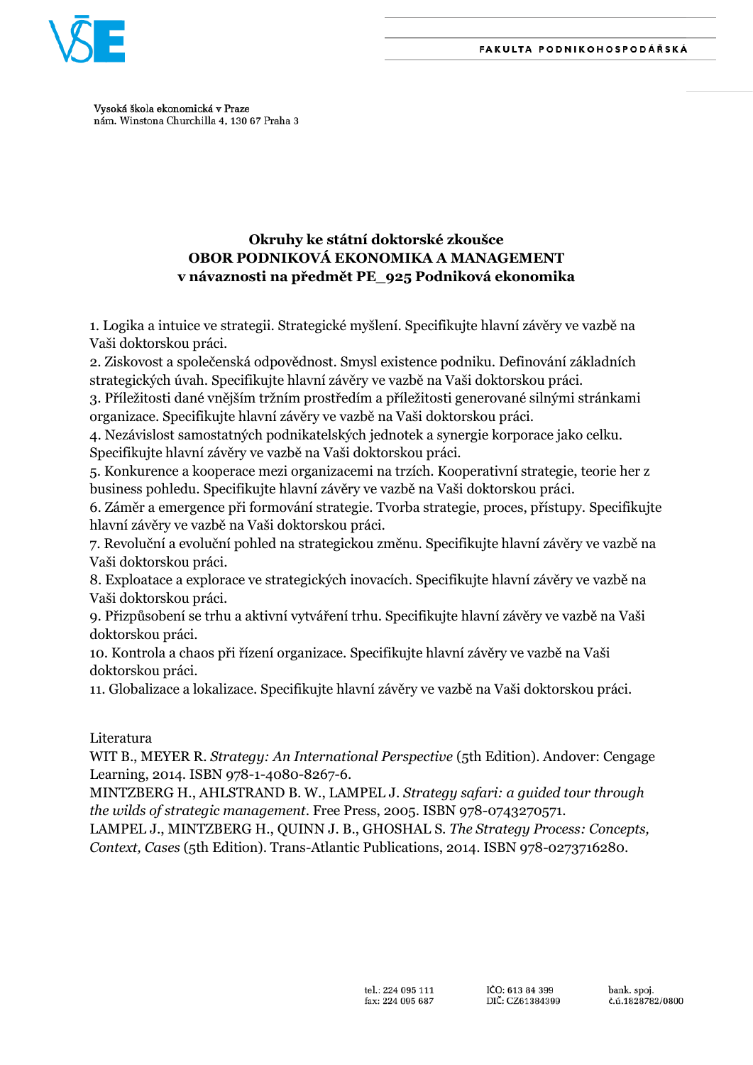FAKULTA PODNIKOHOSPODÁŘSKÁ

Vysoká škola ekonomická v Praze
nám. Winstona Churchilla 4, 130 67 Praha 3

# Okruhy ke státní doktorské zkoušce
# OBOR PODNIKOVÁ EKONOMIKA A MANAGEMENT
# v návaznosti na předmět PE_925 Podniková ekonomika

1. Logika a intuice ve strategii. Strategické myšlení. Specifikujte hlavní závěry ve vazbě na Vaši doktorskou práci.
2. Ziskovost a společenská odpovědnost. Smysl existence podniku. Definování základních strategických úvah. Specifikujte hlavní závěry ve vazbě na Vaši doktorskou práci.
3. Příležitosti dané vnějším tržním prostředím a příležitosti generované silnými stránkami organizace. Specifikujte hlavní závěry ve vazbě na Vaši doktorskou práci.
4. Nezávislost samostatných podnikatelských jednotek a synergie korporace jako celku. Specifikujte hlavní závěry ve vazbě na Vaši doktorskou práci.
5. Konkurence a kooperace mezi organizacemi na trzích. Kooperativní strategie, teorie her z business pohledu. Specifikujte hlavní závěry ve vazbě na Vaši doktorskou práci.
6. Záměr a emergence při formování strategie. Tvorba strategie, proces, přístupy. Specifikujte hlavní závěry ve vazbě na Vaši doktorskou práci.
7. Revoluční a evoluční pohled na strategickou změnu. Specifikujte hlavní závěry ve vazbě na Vaši doktorskou práci.
8. Exploatace a explorace ve strategických inovacích. Specifikujte hlavní závěry ve vazbě na Vaši doktorskou práci.
9. Přizpůsobení se trhu a aktivní vytváření trhu. Specifikujte hlavní závěry ve vazbě na Vaši doktorskou práci.
10. Kontrola a chaos při řízení organizace. Specifikujte hlavní závěry ve vazbě na Vaši doktorskou práci.
11. Globalizace a lokalizace. Specifikujte hlavní závěry ve vazbě na Vaši doktorskou práci.

Literatura

WIT B., MEYER R. *Strategy: An International Perspective* (5th Edition). Andover: Cengage Learning, 2014. ISBN 978-1-4080-8267-6.

MINTZBERG H., AHLSTRAND B. W., LAMPEL J. *Strategy safari: a guided tour through the wilds of strategic management*. Free Press, 2005. ISBN 978-0743270571.

LAMPEL J., MINTZBERG H., QUINN J. B., GHOSHAL S. *The Strategy Process: Concepts, Context, Cases* (5th Edition). Trans-Atlantic Publications, 2014. ISBN 978-0273716280.

tel.: 224 095 111
fax: 224 095 687

IČO: 613 84 399
DIČ: CZ61384399

bank. spoj.
č.ú.1828782/0800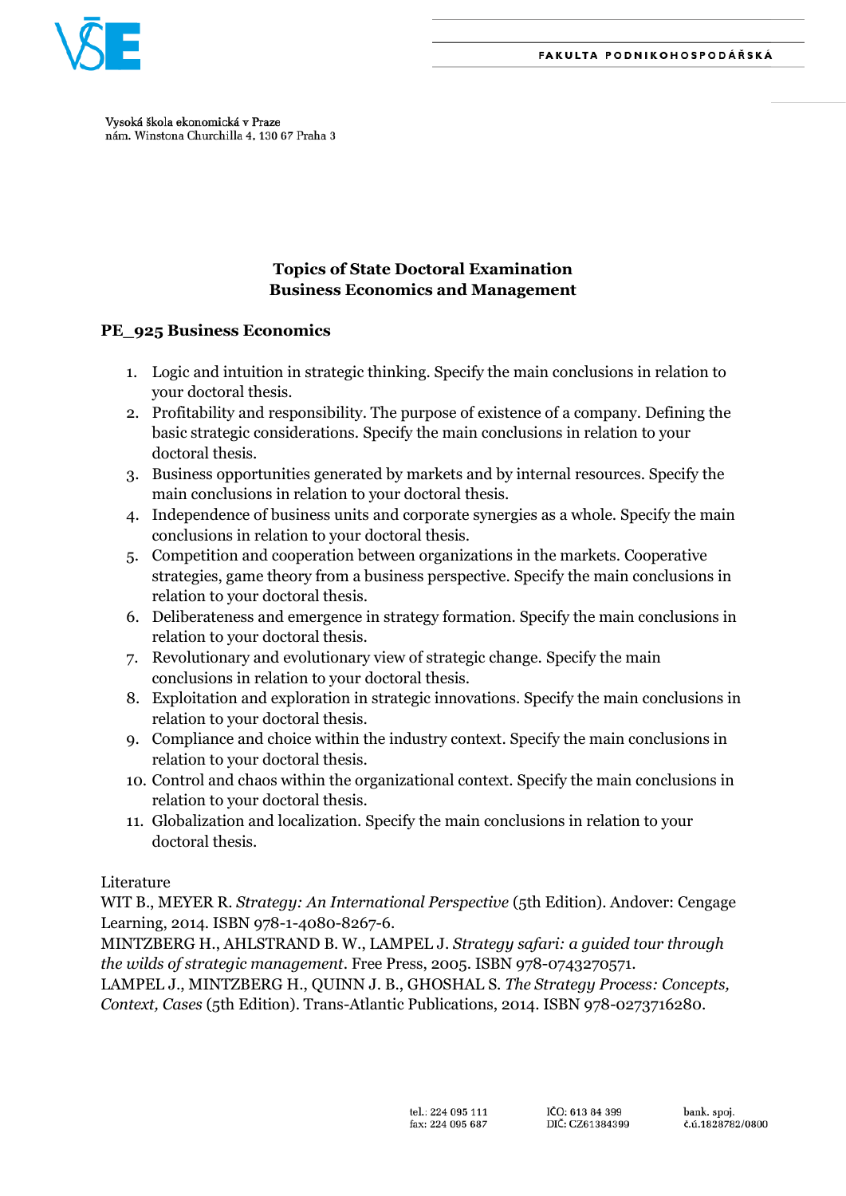Vysoká škola ekonomická v Praze
nám. Winstona Churchilla 4, 130 67 Praha 3

**Topics of State Doctoral Examination**
**Business Economics and Management**

## PE_925 Business Economics

1. Logic and intuition in strategic thinking. Specify the main conclusions in relation to your doctoral thesis.
2. Profitability and responsibility. The purpose of existence of a company. Defining the basic strategic considerations. Specify the main conclusions in relation to your doctoral thesis.
3. Business opportunities generated by markets and by internal resources. Specify the main conclusions in relation to your doctoral thesis.
4. Independence of business units and corporate synergies as a whole. Specify the main conclusions in relation to your doctoral thesis.
5. Competition and cooperation between organizations in the markets. Cooperative strategies, game theory from a business perspective. Specify the main conclusions in relation to your doctoral thesis.
6. Deliberateness and emergence in strategy formation. Specify the main conclusions in relation to your doctoral thesis.
7. Revolutionary and evolutionary view of strategic change. Specify the main conclusions in relation to your doctoral thesis.
8. Exploitation and exploration in strategic innovations. Specify the main conclusions in relation to your doctoral thesis.
9. Compliance and choice within the industry context. Specify the main conclusions in relation to your doctoral thesis.
10. Control and chaos within the organizational context. Specify the main conclusions in relation to your doctoral thesis.
11. Globalization and localization. Specify the main conclusions in relation to your doctoral thesis.

Literature
WIT B., MEYER R. *Strategy: An International Perspective* (5th Edition). Andover: Cengage Learning, 2014. ISBN 978-1-4080-8267-6.
MINTZBERG H., AHLSTRAND B. W., LAMPEL J. *Strategy safari: a guided tour through the wilds of strategic management*. Free Press, 2005. ISBN 978-0743270571.
LAMPEL J., MINTZBERG H., QUINN J. B., GHOSHAL S. *The Strategy Process: Concepts, Context, Cases* (5th Edition). Trans-Atlantic Publications, 2014. ISBN 978-0273716280.